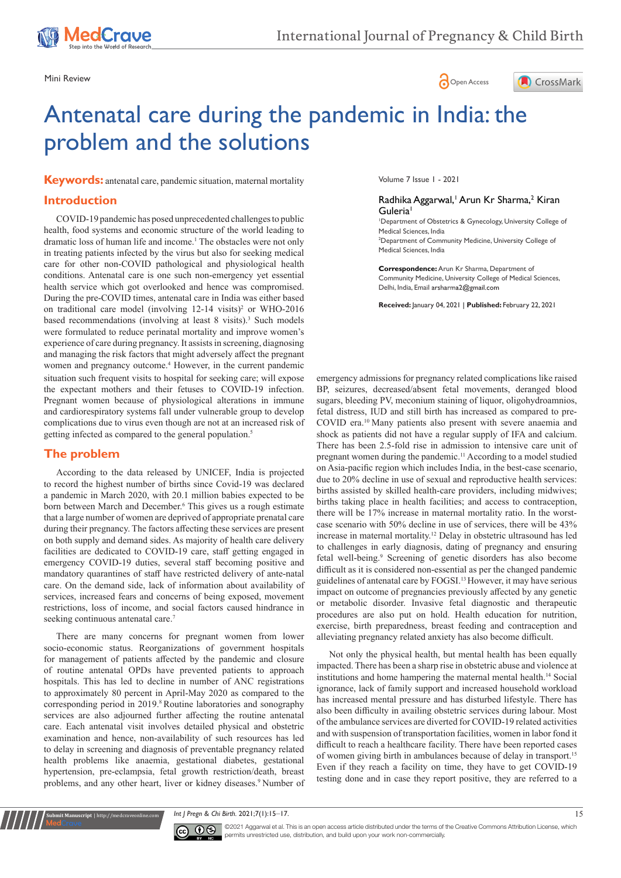Mini Review

Open Access

# Antenatal care during the pandemic in India: the problem and the solutions

Volume 7 Issue 1 - 2021

Radhika Aggarwal,[1] Arun Kr Sharma,[2] Kiran Guleria[1]

[1]Department of Obstetrics & Gynecology, University College of Medical Sciences, India

[2]Department of Community Medicine, University College of Medical Sciences, India

**Correspondence:** Arun Kr Sharma, Department of Community Medicine, University College of Medical Sciences, Delhi, India, Email arsharma2@gmail.com

**Received:** January 04, 2021 | **Published:** February 22, 2021

**Keywords:** antenatal care, pandemic situation, maternal mortality

## Introduction

COVID-19 pandemic has posed unprecedented challenges to public health, food systems and economic structure of the world leading to dramatic loss of human life and income.[1] The obstacles were not only in treating patients infected by the virus but also for seeking medical care for other non-COVID pathological and physiological health conditions. Antenatal care is one such non-emergency yet essential health service which got overlooked and hence was compromised. During the pre-COVID times, antenatal care in India was either based on traditional care model (involving 12-14 visits)[2] or WHO-2016 based recommendations (involving at least 8 visits).[3] Such models were formulated to reduce perinatal mortality and improve women's experience of care during pregnancy. It assists in screening, diagnosing and managing the risk factors that might adversely affect the pregnant women and pregnancy outcome.[4] However, in the current pandemic situation such frequent visits to hospital for seeking care; will expose the expectant mothers and their fetuses to COVID-19 infection. Pregnant women because of physiological alterations in immune and cardiorespiratory systems fall under vulnerable group to develop complications due to virus even though are not at an increased risk of getting infected as compared to the general population.[5]

## The problem

According to the data released by UNICEF, India is projected to record the highest number of births since Covid-19 was declared a pandemic in March 2020, with 20.1 million babies expected to be born between March and December.[6] This gives us a rough estimate that a large number of women are deprived of appropriate prenatal care during their pregnancy. The factors affecting these services are present on both supply and demand sides. As majority of health care delivery facilities are dedicated to COVID-19 care, staff getting engaged in emergency COVID-19 duties, several staff becoming positive and mandatory quarantines of staff have restricted delivery of ante-natal care. On the demand side, lack of information about availability of services, increased fears and concerns of being exposed, movement restrictions, loss of income, and social factors caused hindrance in seeking continuous antenatal care.[7]

There are many concerns for pregnant women from lower socio-economic status. Reorganizations of government hospitals for management of patients affected by the pandemic and closure of routine antenatal OPDs have prevented patients to approach hospitals. This has led to decline in number of ANC registrations to approximately 80 percent in April-May 2020 as compared to the corresponding period in 2019.[8] Routine laboratories and sonography services are also adjourned further affecting the routine antenatal care. Each antenatal visit involves detailed physical and obstetric examination and hence, non-availability of such resources has led to delay in screening and diagnosis of preventable pregnancy related health problems like anaemia, gestational diabetes, gestational hypertension, pre-eclampsia, fetal growth restriction/death, breast problems, and any other heart, liver or kidney diseases.[9] Number of emergency admissions for pregnancy related complications like raised BP, seizures, decreased/absent fetal movements, deranged blood sugars, bleeding PV, meconium staining of liquor, oligohydroamnios, fetal distress, IUD and still birth has increased as compared to pre-COVID era.[10] Many patients also present with severe anaemia and shock as patients did not have a regular supply of IFA and calcium. There has been 2.5-fold rise in admission to intensive care unit of pregnant women during the pandemic.[11] According to a model studied on Asia-pacific region which includes India, in the best-case scenario, due to 20% decline in use of sexual and reproductive health services: births assisted by skilled health-care providers, including midwives; births taking place in health facilities; and access to contraception, there will be 17% increase in maternal mortality ratio. In the worst-case scenario with 50% decline in use of services, there will be 43% increase in maternal mortality.[12] Delay in obstetric ultrasound has led to challenges in early diagnosis, dating of pregnancy and ensuring fetal well-being.[9] Screening of genetic disorders has also become difficult as it is considered non-essential as per the changed pandemic guidelines of antenatal care by FOGSI.[13] However, it may have serious impact on outcome of pregnancies previously affected by any genetic or metabolic disorder. Invasive fetal diagnostic and therapeutic procedures are also put on hold. Health education for nutrition, exercise, birth preparedness, breast feeding and contraception and alleviating pregnancy related anxiety has also become difficult.

Not only the physical health, but mental health has been equally impacted. There has been a sharp rise in obstetric abuse and violence at institutions and home hampering the maternal mental health.[14] Social ignorance, lack of family support and increased household workload has increased mental pressure and has disturbed lifestyle. There has also been difficulty in availing obstetric services during labour. Most of the ambulance services are diverted for COVID-19 related activities and with suspension of transportation facilities, women in labor fond it difficult to reach a healthcare facility. There have been reported cases of women giving birth in ambulances because of delay in transport.[15] Even if they reach a facility on time, they have to get COVID-19 testing done and in case they report positive, they are referred to a

©2021 Aggarwal et al. This is an open access article distributed under the terms of the Creative Commons Attribution License, which permits unrestricted use, distribution, and build upon your work non-commercially.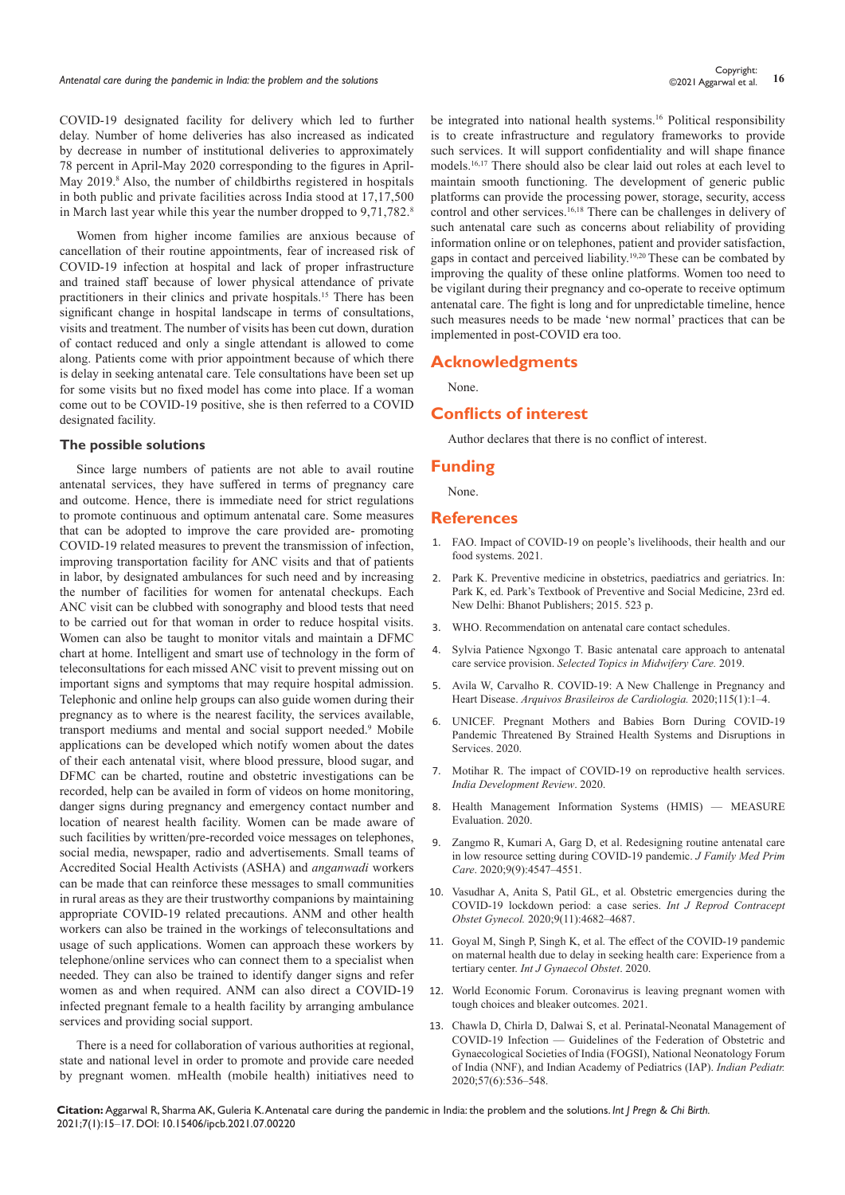COVID-19 designated facility for delivery which led to further delay. Number of home deliveries has also increased as indicated by decrease in number of institutional deliveries to approximately 78 percent in April-May 2020 corresponding to the figures in April-May 2019.[8] Also, the number of childbirths registered in hospitals in both public and private facilities across India stood at 17,17,500 in March last year while this year the number dropped to 9,71,782.[8]

Women from higher income families are anxious because of cancellation of their routine appointments, fear of increased risk of COVID-19 infection at hospital and lack of proper infrastructure and trained staff because of lower physical attendance of private practitioners in their clinics and private hospitals.[15] There has been significant change in hospital landscape in terms of consultations, visits and treatment. The number of visits has been cut down, duration of contact reduced and only a single attendant is allowed to come along. Patients come with prior appointment because of which there is delay in seeking antenatal care. Tele consultations have been set up for some visits but no fixed model has come into place. If a woman come out to be COVID-19 positive, she is then referred to a COVID designated facility.

### The possible solutions

Since large numbers of patients are not able to avail routine antenatal services, they have suffered in terms of pregnancy care and outcome. Hence, there is immediate need for strict regulations to promote continuous and optimum antenatal care. Some measures that can be adopted to improve the care provided are- promoting COVID-19 related measures to prevent the transmission of infection, improving transportation facility for ANC visits and that of patients in labor, by designated ambulances for such need and by increasing the number of facilities for women for antenatal checkups. Each ANC visit can be clubbed with sonography and blood tests that need to be carried out for that woman in order to reduce hospital visits. Women can also be taught to monitor vitals and maintain a DFMC chart at home. Intelligent and smart use of technology in the form of teleconsultations for each missed ANC visit to prevent missing out on important signs and symptoms that may require hospital admission. Telephonic and online help groups can also guide women during their pregnancy as to where is the nearest facility, the services available, transport mediums and mental and social support needed.[9] Mobile applications can be developed which notify women about the dates of their each antenatal visit, where blood pressure, blood sugar, and DFMC can be charted, routine and obstetric investigations can be recorded, help can be availed in form of videos on home monitoring, danger signs during pregnancy and emergency contact number and location of nearest health facility. Women can be made aware of such facilities by written/pre-recorded voice messages on telephones, social media, newspaper, radio and advertisements. Small teams of Accredited Social Health Activists (ASHA) and *anganwadi* workers can be made that can reinforce these messages to small communities in rural areas as they are their trustworthy companions by maintaining appropriate COVID-19 related precautions. ANM and other health workers can also be trained in the workings of teleconsultations and usage of such applications. Women can approach these workers by telephone/online services who can connect them to a specialist when needed. They can also be trained to identify danger signs and refer women as and when required. ANM can also direct a COVID-19 infected pregnant female to a health facility by arranging ambulance services and providing social support.

There is a need for collaboration of various authorities at regional, state and national level in order to promote and provide care needed by pregnant women. mHealth (mobile health) initiatives need to be integrated into national health systems.[16] Political responsibility is to create infrastructure and regulatory frameworks to provide such services. It will support confidentiality and will shape finance models.[16,17] There should also be clear laid out roles at each level to maintain smooth functioning. The development of generic public platforms can provide the processing power, storage, security, access control and other services.[16,18] There can be challenges in delivery of such antenatal care such as concerns about reliability of providing information online or on telephones, patient and provider satisfaction, gaps in contact and perceived liability.[19,20] These can be combated by improving the quality of these online platforms. Women too need to be vigilant during their pregnancy and co-operate to receive optimum antenatal care. The fight is long and for unpredictable timeline, hence such measures needs to be made 'new normal' practices that can be implemented in post-COVID era too.

## Acknowledgments

None.

## Conflicts of interest

Author declares that there is no conflict of interest.

## Funding

None.

## References

1. FAO. Impact of COVID-19 on people's livelihoods, their health and our food systems. 2021.
2. Park K. Preventive medicine in obstetrics, paediatrics and geriatrics. In: Park K, ed. Park's Textbook of Preventive and Social Medicine, 23rd ed. New Delhi: Bhanot Publishers; 2015. 523 p.
3. WHO. Recommendation on antenatal care contact schedules.
4. Sylvia Patience Ngxongo T. Basic antenatal care approach to antenatal care service provision. *Selected Topics in Midwifery Care*. 2019.
5. Avila W, Carvalho R. COVID-19: A New Challenge in Pregnancy and Heart Disease. *Arquivos Brasileiros de Cardiologia.* 2020;115(1):1–4.
6. UNICEF. Pregnant Mothers and Babies Born During COVID-19 Pandemic Threatened By Strained Health Systems and Disruptions in Services. 2020.
7. Motihar R. The impact of COVID-19 on reproductive health services. *India Development Review*. 2020.
8. Health Management Information Systems (HMIS) — MEASURE Evaluation. 2020.
9. Zangmo R, Kumari A, Garg D, et al. Redesigning routine antenatal care in low resource setting during COVID-19 pandemic. *J Family Med Prim Care*. 2020;9(9):4547–4551.
10. Vasudhar A, Anita S, Patil GL, et al. Obstetric emergencies during the COVID-19 lockdown period: a case series. *Int J Reprod Contracept Obstet Gynecol.* 2020;9(11):4682–4687.
11. Goyal M, Singh P, Singh K, et al. The effect of the COVID-19 pandemic on maternal health due to delay in seeking health care: Experience from a tertiary center. *Int J Gynaecol Obstet*. 2020.
12. World Economic Forum. Coronavirus is leaving pregnant women with tough choices and bleaker outcomes. 2021.
13. Chawla D, Chirla D, Dalwai S, et al. Perinatal-Neonatal Management of COVID-19 Infection — Guidelines of the Federation of Obstetric and Gynaecological Societies of India (FOGSI), National Neonatology Forum of India (NNF), and Indian Academy of Pediatrics (IAP). *Indian Pediatr.* 2020;57(6):536–548.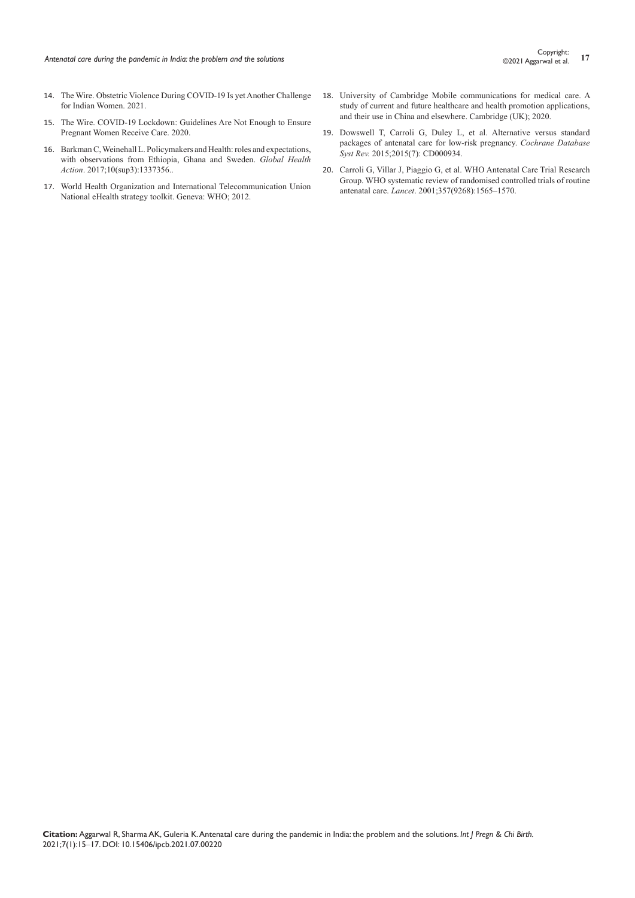14. The Wire. Obstetric Violence During COVID-19 Is yet Another Challenge for Indian Women. 2021.
15. The Wire. COVID-19 Lockdown: Guidelines Are Not Enough to Ensure Pregnant Women Receive Care. 2020.
16. Barkman C, Weinehall L. Policymakers and Health: roles and expectations, with observations from Ethiopia, Ghana and Sweden. *Global Health Action*. 2017;10(sup3):1337356..
17. World Health Organization and International Telecommunication Union National eHealth strategy toolkit. Geneva: WHO; 2012.
18. University of Cambridge Mobile communications for medical care. A study of current and future healthcare and health promotion applications, and their use in China and elsewhere. Cambridge (UK); 2020.
19. Dowswell T, Carroli G, Duley L, et al. Alternative versus standard packages of antenatal care for low-risk pregnancy. *Cochrane Database Syst Rev.* 2015;2015(7): CD000934.
20. Carroli G, Villar J, Piaggio G, et al. WHO Antenatal Care Trial Research Group. WHO systematic review of randomised controlled trials of routine antenatal care. *Lancet*. 2001;357(9268):1565–1570.

**Citation:** Aggarwal R, Sharma AK, Guleria K. Antenatal care during the pandemic in India: the problem and the solutions. *Int J Pregn & Chi Birth.* 2021;7(1):15‒17. DOI: 10.15406/ipcb.2021.07.00220